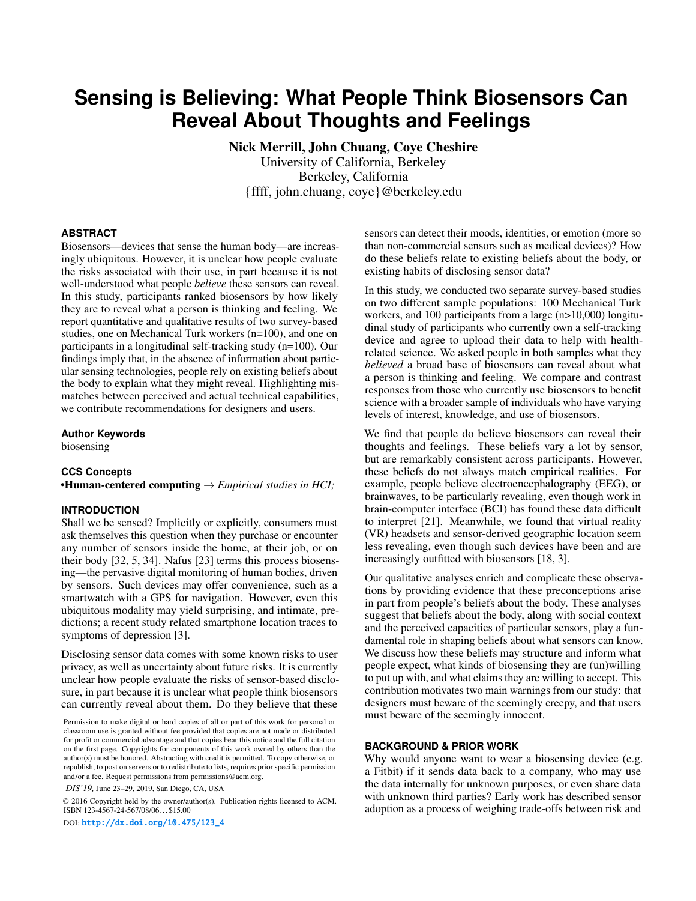# Sensing is Believing: What People Think Biosensors Can Reveal About Thoughts and Feelings

**Nick Merrill, John Chuang, Coye Cheshire**
University of California, Berkeley
Berkeley, California
{ffff, john.chuang, coye}@berkeley.edu

## ABSTRACT

Biosensors—devices that sense the human body—are increasingly ubiquitous. However, it is unclear how people evaluate the risks associated with their use, in part because it is not well-understood what people *believe* these sensors can reveal. In this study, participants ranked biosensors by how likely they are to reveal what a person is thinking and feeling. We report quantitative and qualitative results of two survey-based studies, one on Mechanical Turk workers (n=100), and one on participants in a longitudinal self-tracking study (n=100). Our findings imply that, in the absence of information about particular sensing technologies, people rely on existing beliefs about the body to explain what they might reveal. Highlighting mismatches between perceived and actual technical capabilities, we contribute recommendations for designers and users.

### Author Keywords

biosensing

### CCS Concepts

•**Human-centered computing** → *Empirical studies in HCI;*

## INTRODUCTION

Shall we be sensed? Implicitly or explicitly, consumers must ask themselves this question when they purchase or encounter any number of sensors inside the home, at their job, or on their body [32, 5, 34]. Nafus [23] terms this process biosensing—the pervasive digital monitoring of human bodies, driven by sensors. Such devices may offer convenience, such as a smartwatch with a GPS for navigation. However, even this ubiquitous modality may yield surprising, and intimate, predictions; a recent study related smartphone location traces to symptoms of depression [3].

Disclosing sensor data comes with some known risks to user privacy, as well as uncertainty about future risks. It is currently unclear how people evaluate the risks of sensor-based disclosure, in part because it is unclear what people think biosensors can currently reveal about them. Do they believe that these sensors can detect their moods, identities, or emotion (more so than non-commercial sensors such as medical devices)? How do these beliefs relate to existing beliefs about the body, or existing habits of disclosing sensor data?

In this study, we conducted two separate survey-based studies on two different sample populations: 100 Mechanical Turk workers, and 100 participants from a large (n>10,000) longitudinal study of participants who currently own a self-tracking device and agree to upload their data to help with health-related science. We asked people in both samples what they *believed* a broad base of biosensors can reveal about what a person is thinking and feeling. We compare and contrast responses from those who currently use biosensors to benefit science with a broader sample of individuals who have varying levels of interest, knowledge, and use of biosensors.

We find that people do believe biosensors can reveal their thoughts and feelings. These beliefs vary a lot by sensor, but are remarkably consistent across participants. However, these beliefs do not always match empirical realities. For example, people believe electroencephalography (EEG), or brainwaves, to be particularly revealing, even though work in brain-computer interface (BCI) has found these data difficult to interpret [21]. Meanwhile, we found that virtual reality (VR) headsets and sensor-derived geographic location seem less revealing, even though such devices have been and are increasingly outfitted with biosensors [18, 3].

Our qualitative analyses enrich and complicate these observations by providing evidence that these preconceptions arise in part from people's beliefs about the body. These analyses suggest that beliefs about the body, along with social context and the perceived capacities of particular sensors, play a fundamental role in shaping beliefs about what sensors can know. We discuss how these beliefs may structure and inform what people expect, what kinds of biosensing they are (un)willing to put up with, and what claims they are willing to accept. This contribution motivates two main warnings from our study: that designers must beware of the seemingly creepy, and that users must beware of the seemingly innocent.

Permission to make digital or hard copies of all or part of this work for personal or classroom use is granted without fee provided that copies are not made or distributed for profit or commercial advantage and that copies bear this notice and the full citation on the first page. Copyrights for components of this work owned by others than the author(s) must be honored. Abstracting with credit is permitted. To copy otherwise, or republish, to post on servers or to redistribute to lists, requires prior specific permission and/or a fee. Request permissions from permissions@acm.org.

*DIS'19,* June 23–29, 2019, San Diego, CA, USA

© 2016 Copyright held by the owner/author(s). Publication rights licensed to ACM. ISBN 123-4567-24-567/08/06...$15.00

DOI: http://dx.doi.org/10.475/123_4

## BACKGROUND & PRIOR WORK

Why would anyone want to wear a biosensing device (e.g. a Fitbit) if it sends data back to a company, who may use the data internally for unknown purposes, or even share data with unknown third parties? Early work has described sensor adoption as a process of weighing trade-offs between risk and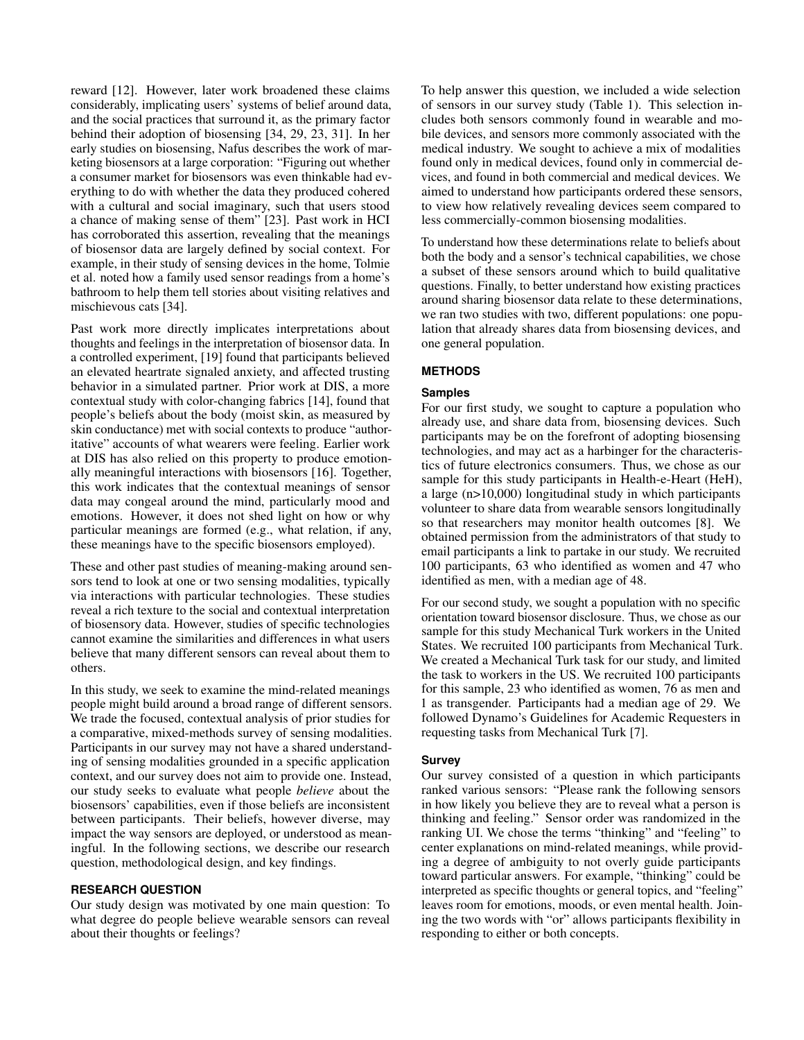reward [12]. However, later work broadened these claims considerably, implicating users' systems of belief around data, and the social practices that surround it, as the primary factor behind their adoption of biosensing [34, 29, 23, 31]. In her early studies on biosensing, Nafus describes the work of marketing biosensors at a large corporation: "Figuring out whether a consumer market for biosensors was even thinkable had everything to do with whether the data they produced cohered with a cultural and social imaginary, such that users stood a chance of making sense of them" [23]. Past work in HCI has corroborated this assertion, revealing that the meanings of biosensor data are largely defined by social context. For example, in their study of sensing devices in the home, Tolmie et al. noted how a family used sensor readings from a home's bathroom to help them tell stories about visiting relatives and mischievous cats [34].

Past work more directly implicates interpretations about thoughts and feelings in the interpretation of biosensor data. In a controlled experiment, [19] found that participants believed an elevated heartrate signaled anxiety, and affected trusting behavior in a simulated partner. Prior work at DIS, a more contextual study with color-changing fabrics [14], found that people's beliefs about the body (moist skin, as measured by skin conductance) met with social contexts to produce "authoritative" accounts of what wearers were feeling. Earlier work at DIS has also relied on this property to produce emotionally meaningful interactions with biosensors [16]. Together, this work indicates that the contextual meanings of sensor data may congeal around the mind, particularly mood and emotions. However, it does not shed light on how or why particular meanings are formed (e.g., what relation, if any, these meanings have to the specific biosensors employed).

These and other past studies of meaning-making around sensors tend to look at one or two sensing modalities, typically via interactions with particular technologies. These studies reveal a rich texture to the social and contextual interpretation of biosensory data. However, studies of specific technologies cannot examine the similarities and differences in what users believe that many different sensors can reveal about them to others.

In this study, we seek to examine the mind-related meanings people might build around a broad range of different sensors. We trade the focused, contextual analysis of prior studies for a comparative, mixed-methods survey of sensing modalities. Participants in our survey may not have a shared understanding of sensing modalities grounded in a specific application context, and our survey does not aim to provide one. Instead, our study seeks to evaluate what people *believe* about the biosensors' capabilities, even if those beliefs are inconsistent between participants. Their beliefs, however diverse, may impact the way sensors are deployed, or understood as meaningful. In the following sections, we describe our research question, methodological design, and key findings.

## RESEARCH QUESTION

Our study design was motivated by one main question: To what degree do people believe wearable sensors can reveal about their thoughts or feelings?

To help answer this question, we included a wide selection of sensors in our survey study (Table 1). This selection includes both sensors commonly found in wearable and mobile devices, and sensors more commonly associated with the medical industry. We sought to achieve a mix of modalities found only in medical devices, found only in commercial devices, and found in both commercial and medical devices. We aimed to understand how participants ordered these sensors, to view how relatively revealing devices seem compared to less commercially-common biosensing modalities.

To understand how these determinations relate to beliefs about both the body and a sensor's technical capabilities, we chose a subset of these sensors around which to build qualitative questions. Finally, to better understand how existing practices around sharing biosensor data relate to these determinations, we ran two studies with two, different populations: one population that already shares data from biosensing devices, and one general population.

## METHODS

### Samples

For our first study, we sought to capture a population who already use, and share data from, biosensing devices. Such participants may be on the forefront of adopting biosensing technologies, and may act as a harbinger for the characteristics of future electronics consumers. Thus, we chose as our sample for this study participants in Health-e-Heart (HeH), a large (n>10,000) longitudinal study in which participants volunteer to share data from wearable sensors longitudinally so that researchers may monitor health outcomes [8]. We obtained permission from the administrators of that study to email participants a link to partake in our study. We recruited 100 participants, 63 who identified as women and 47 who identified as men, with a median age of 48.

For our second study, we sought a population with no specific orientation toward biosensor disclosure. Thus, we chose as our sample for this study Mechanical Turk workers in the United States. We recruited 100 participants from Mechanical Turk. We created a Mechanical Turk task for our study, and limited the task to workers in the US. We recruited 100 participants for this sample, 23 who identified as women, 76 as men and 1 as transgender. Participants had a median age of 29. We followed Dynamo's Guidelines for Academic Requesters in requesting tasks from Mechanical Turk [7].

### Survey

Our survey consisted of a question in which participants ranked various sensors: "Please rank the following sensors in how likely you believe they are to reveal what a person is thinking and feeling." Sensor order was randomized in the ranking UI. We chose the terms "thinking" and "feeling" to center explanations on mind-related meanings, while providing a degree of ambiguity to not overly guide participants toward particular answers. For example, "thinking" could be interpreted as specific thoughts or general topics, and "feeling" leaves room for emotions, moods, or even mental health. Joining the two words with "or" allows participants flexibility in responding to either or both concepts.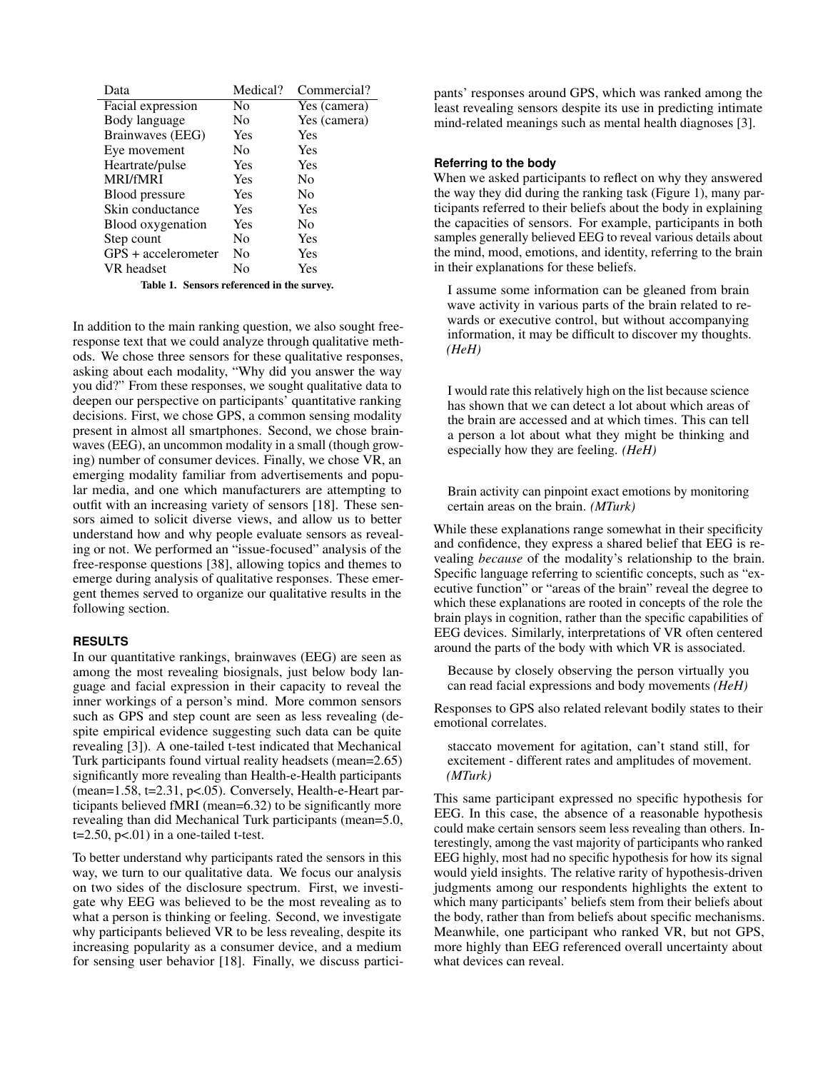| Data | Medical? | Commercial? |
|---|---|---|
| Facial expression | No | Yes (camera) |
| Body language | No | Yes (camera) |
| Brainwaves (EEG) | Yes | Yes |
| Eye movement | No | Yes |
| Heartrate/pulse | Yes | Yes |
| MRI/fMRI | Yes | No |
| Blood pressure | Yes | No |
| Skin conductance | Yes | Yes |
| Blood oxygenation | Yes | No |
| Step count | No | Yes |
| GPS + accelerometer | No | Yes |
| VR headset | No | Yes |

**Table 1. Sensors referenced in the survey.**

In addition to the main ranking question, we also sought free-response text that we could analyze through qualitative methods. We chose three sensors for these qualitative responses, asking about each modality, "Why did you answer the way you did?" From these responses, we sought qualitative data to deepen our perspective on participants' quantitative ranking decisions. First, we chose GPS, a common sensing modality present in almost all smartphones. Second, we chose brainwaves (EEG), an uncommon modality in a small (though growing) number of consumer devices. Finally, we chose VR, an emerging modality familiar from advertisements and popular media, and one which manufacturers are attempting to outfit with an increasing variety of sensors [18]. These sensors aimed to solicit diverse views, and allow us to better understand how and why people evaluate sensors as revealing or not. We performed an "issue-focused" analysis of the free-response questions [38], allowing topics and themes to emerge during analysis of qualitative responses. These emergent themes served to organize our qualitative results in the following section.

## RESULTS

In our quantitative rankings, brainwaves (EEG) are seen as among the most revealing biosignals, just below body language and facial expression in their capacity to reveal the inner workings of a person's mind. More common sensors such as GPS and step count are seen as less revealing (despite empirical evidence suggesting such data can be quite revealing [3]). A one-tailed t-test indicated that Mechanical Turk participants found virtual reality headsets (mean=2.65) significantly more revealing than Health-e-Health participants (mean=1.58, $t=2.31$, $p<.05$). Conversely, Health-e-Heart participants believed fMRI (mean=6.32) to be significantly more revealing than did Mechanical Turk participants (mean=5.0, $t=2.50$, $p<.01$) in a one-tailed t-test.

To better understand why participants rated the sensors in this way, we turn to our qualitative data. We focus our analysis on two sides of the disclosure spectrum. First, we investigate why EEG was believed to be the most revealing as to what a person is thinking or feeling. Second, we investigate why participants believed VR to be less revealing, despite its increasing popularity as a consumer device, and a medium for sensing user behavior [18]. Finally, we discuss participants' responses around GPS, which was ranked among the least revealing sensors despite its use in predicting intimate mind-related meanings such as mental health diagnoses [3].

### Referring to the body

When we asked participants to reflect on why they answered the way they did during the ranking task (Figure 1), many participants referred to their beliefs about the body in explaining the capacities of sensors. For example, participants in both samples generally believed EEG to reveal various details about the mind, mood, emotions, and identity, referring to the brain in their explanations for these beliefs.

> I assume some information can be gleaned from brain wave activity in various parts of the brain related to rewards or executive control, but without accompanying information, it may be difficult to discover my thoughts. *(HeH)*

> I would rate this relatively high on the list because science has shown that we can detect a lot about which areas of the brain are accessed and at which times. This can tell a person a lot about what they might be thinking and especially how they are feeling. *(HeH)*

> Brain activity can pinpoint exact emotions by monitoring certain areas on the brain. *(MTurk)*

While these explanations range somewhat in their specificity and confidence, they express a shared belief that EEG is revealing *because* of the modality's relationship to the brain. Specific language referring to scientific concepts, such as "executive function" or "areas of the brain" reveal the degree to which these explanations are rooted in concepts of the role the brain plays in cognition, rather than the specific capabilities of EEG devices. Similarly, interpretations of VR often centered around the parts of the body with which VR is associated.

> Because by closely observing the person virtually you can read facial expressions and body movements *(HeH)*

Responses to GPS also related relevant bodily states to their emotional correlates.

> staccato movement for agitation, can't stand still, for excitement - different rates and amplitudes of movement. *(MTurk)*

This same participant expressed no specific hypothesis for EEG. In this case, the absence of a reasonable hypothesis could make certain sensors seem less revealing than others. Interestingly, among the vast majority of participants who ranked EEG highly, most had no specific hypothesis for how its signal would yield insights. The relative rarity of hypothesis-driven judgments among our respondents highlights the extent to which many participants' beliefs stem from their beliefs about the body, rather than from beliefs about specific mechanisms. Meanwhile, one participant who ranked VR, but not GPS, more highly than EEG referenced overall uncertainty about what devices can reveal.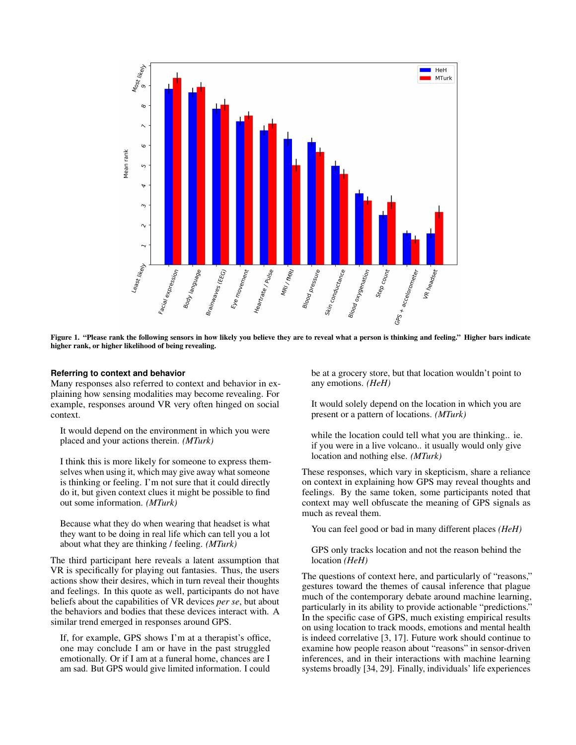Figure 1. "Please rank the following sensors in how likely you believe they are to reveal what a person is thinking and feeling." Higher bars indicate higher rank, or higher likelihood of being revealing.

### Referring to context and behavior

Many responses also referred to context and behavior in explaining how sensing modalities may become revealing. For example, responses around VR very often hinged on social context.

> It would depend on the environment in which you were placed and your actions therein. *(MTurk)*

> I think this is more likely for someone to express themselves when using it, which may give away what someone is thinking or feeling. I'm not sure that it could directly do it, but given context clues it might be possible to find out some information. *(MTurk)*

> Because what they do when wearing that headset is what they want to be doing in real life which can tell you a lot about what they are thinking / feeling. *(MTurk)*

The third participant here reveals a latent assumption that VR is specifically for playing out fantasies. Thus, the users actions show their desires, which in turn reveal their thoughts and feelings. In this quote as well, participants do not have beliefs about the capabilities of VR devices *per se*, but about the behaviors and bodies that these devices interact with. A similar trend emerged in responses around GPS.

> If, for example, GPS shows I'm at a therapist's office, one may conclude I am or have in the past struggled emotionally. Or if I am at a funeral home, chances are I am sad. But GPS would give limited information. I could be at a grocery store, but that location wouldn't point to any emotions. *(HeH)*

> It would solely depend on the location in which you are present or a pattern of locations. *(MTurk)*

> while the location could tell what you are thinking.. ie. if you were in a live volcano.. it usually would only give location and nothing else. *(MTurk)*

These responses, which vary in skepticism, share a reliance on context in explaining how GPS may reveal thoughts and feelings. By the same token, some participants noted that context may well obfuscate the meaning of GPS signals as much as reveal them.

> You can feel good or bad in many different places *(HeH)*

> GPS only tracks location and not the reason behind the location *(HeH)*

The questions of context here, and particularly of "reasons," gestures toward the themes of causal inference that plague much of the contemporary debate around machine learning, particularly in its ability to provide actionable "predictions." In the specific case of GPS, much existing empirical results on using location to track moods, emotions and mental health is indeed correlative [3, 17]. Future work should continue to examine how people reason about "reasons" in sensor-driven inferences, and in their interactions with machine learning systems broadly [34, 29]. Finally, individuals' life experiences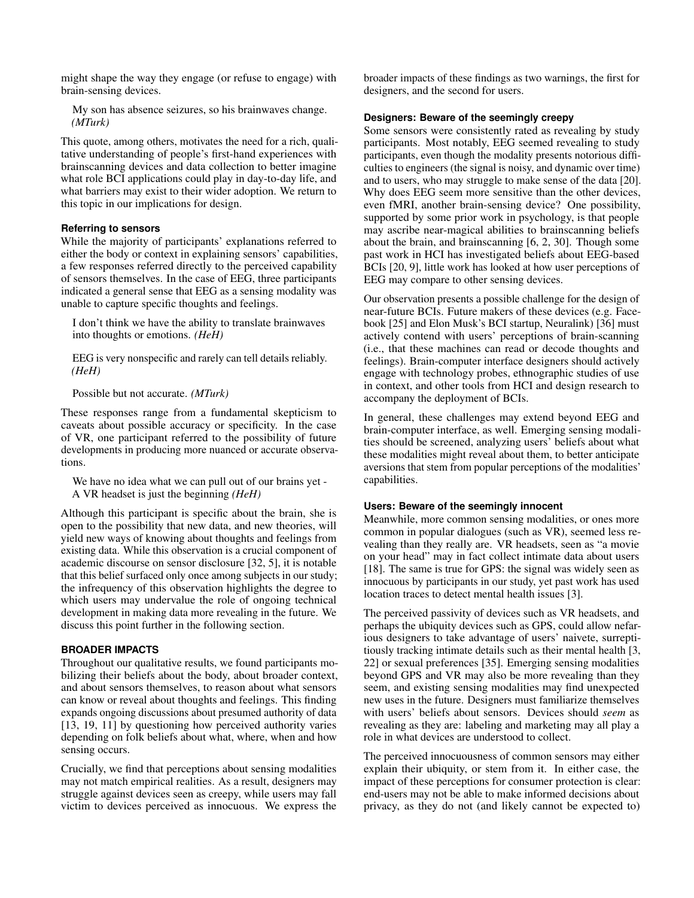might shape the way they engage (or refuse to engage) with brain-sensing devices.

> My son has absence seizures, so his brainwaves change. *(MTurk)*

This quote, among others, motivates the need for a rich, qualitative understanding of people's first-hand experiences with brainscanning devices and data collection to better imagine what role BCI applications could play in day-to-day life, and what barriers may exist to their wider adoption. We return to this topic in our implications for design.

### Referring to sensors

While the majority of participants' explanations referred to either the body or context in explaining sensors' capabilities, a few responses referred directly to the perceived capability of sensors themselves. In the case of EEG, three participants indicated a general sense that EEG as a sensing modality was unable to capture specific thoughts and feelings.

> I don't think we have the ability to translate brainwaves into thoughts or emotions. *(HeH)*

> EEG is very nonspecific and rarely can tell details reliably. *(HeH)*

> Possible but not accurate. *(MTurk)*

These responses range from a fundamental skepticism to caveats about possible accuracy or specificity. In the case of VR, one participant referred to the possibility of future developments in producing more nuanced or accurate observations.

> We have no idea what we can pull out of our brains yet - A VR headset is just the beginning *(HeH)*

Although this participant is specific about the brain, she is open to the possibility that new data, and new theories, will yield new ways of knowing about thoughts and feelings from existing data. While this observation is a crucial component of academic discourse on sensor disclosure [32, 5], it is notable that this belief surfaced only once among subjects in our study; the infrequency of this observation highlights the degree to which users may undervalue the role of ongoing technical development in making data more revealing in the future. We discuss this point further in the following section.

## BROADER IMPACTS

Throughout our qualitative results, we found participants mobilizing their beliefs about the body, about broader context, and about sensors themselves, to reason about what sensors can know or reveal about thoughts and feelings. This finding expands ongoing discussions about presumed authority of data [13, 19, 11] by questioning how perceived authority varies depending on folk beliefs about what, where, when and how sensing occurs.

Crucially, we find that perceptions about sensing modalities may not match empirical realities. As a result, designers may struggle against devices seen as creepy, while users may fall victim to devices perceived as innocuous. We express the broader impacts of these findings as two warnings, the first for designers, and the second for users.

### Designers: Beware of the seemingly creepy

Some sensors were consistently rated as revealing by study participants. Most notably, EEG seemed revealing to study participants, even though the modality presents notorious difficulties to engineers (the signal is noisy, and dynamic over time) and to users, who may struggle to make sense of the data [20]. Why does EEG seem more sensitive than the other devices, even fMRI, another brain-sensing device? One possibility, supported by some prior work in psychology, is that people may ascribe near-magical abilities to brainscanning beliefs about the brain, and brainscanning [6, 2, 30]. Though some past work in HCI has investigated beliefs about EEG-based BCIs [20, 9], little work has looked at how user perceptions of EEG may compare to other sensing devices.

Our observation presents a possible challenge for the design of near-future BCIs. Future makers of these devices (e.g. Facebook [25] and Elon Musk's BCI startup, Neuralink) [36] must actively contend with users' perceptions of brain-scanning (i.e., that these machines can read or decode thoughts and feelings). Brain-computer interface designers should actively engage with technology probes, ethnographic studies of use in context, and other tools from HCI and design research to accompany the deployment of BCIs.

In general, these challenges may extend beyond EEG and brain-computer interface, as well. Emerging sensing modalities should be screened, analyzing users' beliefs about what these modalities might reveal about them, to better anticipate aversions that stem from popular perceptions of the modalities' capabilities.

### Users: Beware of the seemingly innocent

Meanwhile, more common sensing modalities, or ones more common in popular dialogues (such as VR), seemed less revealing than they really are. VR headsets, seen as "a movie on your head" may in fact collect intimate data about users [18]. The same is true for GPS: the signal was widely seen as innocuous by participants in our study, yet past work has used location traces to detect mental health issues [3].

The perceived passivity of devices such as VR headsets, and perhaps the ubiquity devices such as GPS, could allow nefarious designers to take advantage of users' naivete, surreptitiously tracking intimate details such as their mental health [3, 22] or sexual preferences [35]. Emerging sensing modalities beyond GPS and VR may also be more revealing than they seem, and existing sensing modalities may find unexpected new uses in the future. Designers must familiarize themselves with users' beliefs about sensors. Devices should *seem* as revealing as they are: labeling and marketing may all play a role in what devices are understood to collect.

The perceived innocuousness of common sensors may either explain their ubiquity, or stem from it. In either case, the impact of these perceptions for consumer protection is clear: end-users may not be able to make informed decisions about privacy, as they do not (and likely cannot be expected to)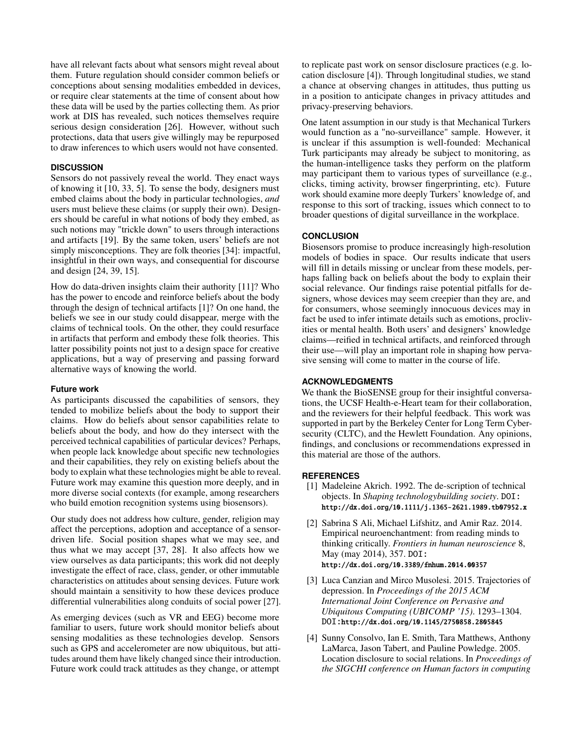have all relevant facts about what sensors might reveal about them. Future regulation should consider common beliefs or conceptions about sensing modalities embedded in devices, or require clear statements at the time of consent about how these data will be used by the parties collecting them. As prior work at DIS has revealed, such notices themselves require serious design consideration [26]. However, without such protections, data that users give willingly may be repurposed to draw inferences to which users would not have consented.

## DISCUSSION

Sensors do not passively reveal the world. They enact ways of knowing it [10, 33, 5]. To sense the body, designers must embed claims about the body in particular technologies, *and* users must believe these claims (or supply their own). Designers should be careful in what notions of body they embed, as such notions may "trickle down" to users through interactions and artifacts [19]. By the same token, users' beliefs are not simply misconceptions. They are folk theories [34]: impactful, insightful in their own ways, and consequential for discourse and design [24, 39, 15].

How do data-driven insights claim their authority [11]? Who has the power to encode and reinforce beliefs about the body through the design of technical artifacts [1]? On one hand, the beliefs we see in our study could disappear, merge with the claims of technical tools. On the other, they could resurface in artifacts that perform and embody these folk theories. This latter possibility points not just to a design space for creative applications, but a way of preserving and passing forward alternative ways of knowing the world.

### Future work

As participants discussed the capabilities of sensors, they tended to mobilize beliefs about the body to support their claims. How do beliefs about sensor capabilities relate to beliefs about the body, and how do they intersect with the perceived technical capabilities of particular devices? Perhaps, when people lack knowledge about specific new technologies and their capabilities, they rely on existing beliefs about the body to explain what these technologies might be able to reveal. Future work may examine this question more deeply, and in more diverse social contexts (for example, among researchers who build emotion recognition systems using biosensors).

Our study does not address how culture, gender, religion may affect the perceptions, adoption and acceptance of a sensor-driven life. Social position shapes what we may see, and thus what we may accept [37, 28]. It also affects how we view ourselves as data participants; this work did not deeply investigate the effect of race, class, gender, or other immutable characteristics on attitudes about sensing devices. Future work should maintain a sensitivity to how these devices produce differential vulnerabilities along conduits of social power [27].

As emerging devices (such as VR and EEG) become more familiar to users, future work should monitor beliefs about sensing modalities as these technologies develop. Sensors such as GPS and accelerometer are now ubiquitous, but attitudes around them have likely changed since their introduction. Future work could track attitudes as they change, or attempt to replicate past work on sensor disclosure practices (e.g. location disclosure [4]). Through longitudinal studies, we stand a chance at observing changes in attitudes, thus putting us in a position to anticipate changes in privacy attitudes and privacy-preserving behaviors.

One latent assumption in our study is that Mechanical Turkers would function as a "no-surveillance" sample. However, it is unclear if this assumption is well-founded: Mechanical Turk participants may already be subject to monitoring, as the human-intelligence tasks they perform on the platform may participant them to various types of surveillance (e.g., clicks, timing activity, browser fingerprinting, etc). Future work should examine more deeply Turkers' knowledge of, and response to this sort of tracking, issues which connect to to broader questions of digital surveillance in the workplace.

## CONCLUSION

Biosensors promise to produce increasingly high-resolution models of bodies in space. Our results indicate that users will fill in details missing or unclear from these models, perhaps falling back on beliefs about the body to explain their social relevance. Our findings raise potential pitfalls for designers, whose devices may seem creepier than they are, and for consumers, whose seemingly innocuous devices may in fact be used to infer intimate details such as emotions, proclivities or mental health. Both users' and designers' knowledge claims—reified in technical artifacts, and reinforced through their use—will play an important role in shaping how pervasive sensing will come to matter in the course of life.

## ACKNOWLEDGMENTS

We thank the BioSENSE group for their insightful conversations, the UCSF Health-e-Heart team for their collaboration, and the reviewers for their helpful feedback. This work was supported in part by the Berkeley Center for Long Term Cybersecurity (CLTC), and the Hewlett Foundation. Any opinions, findings, and conclusions or recommendations expressed in this material are those of the authors.

## REFERENCES

1. Madeleine Akrich. 1992. The de-scription of technical objects. In *Shaping technologybuilding society*. DOI: http://dx.doi.org/10.1111/j.1365-2621.1989.tb07952.x
2. Sabrina S Ali, Michael Lifshitz, and Amir Raz. 2014. Empirical neuroenchantment: from reading minds to thinking critically. *Frontiers in human neuroscience* 8, May (may 2014), 357. DOI: http://dx.doi.org/10.3389/fnhum.2014.00357
3. Luca Canzian and Mirco Musolesi. 2015. Trajectories of depression. In *Proceedings of the 2015 ACM International Joint Conference on Pervasive and Ubiquitous Computing (UBICOMP '15)*. 1293–1304. DOI: http://dx.doi.org/10.1145/2750858.2805845
4. Sunny Consolvo, Ian E. Smith, Tara Matthews, Anthony LaMarca, Jason Tabert, and Pauline Powledge. 2005. Location disclosure to social relations. In *Proceedings of the SIGCHI conference on Human factors in computing*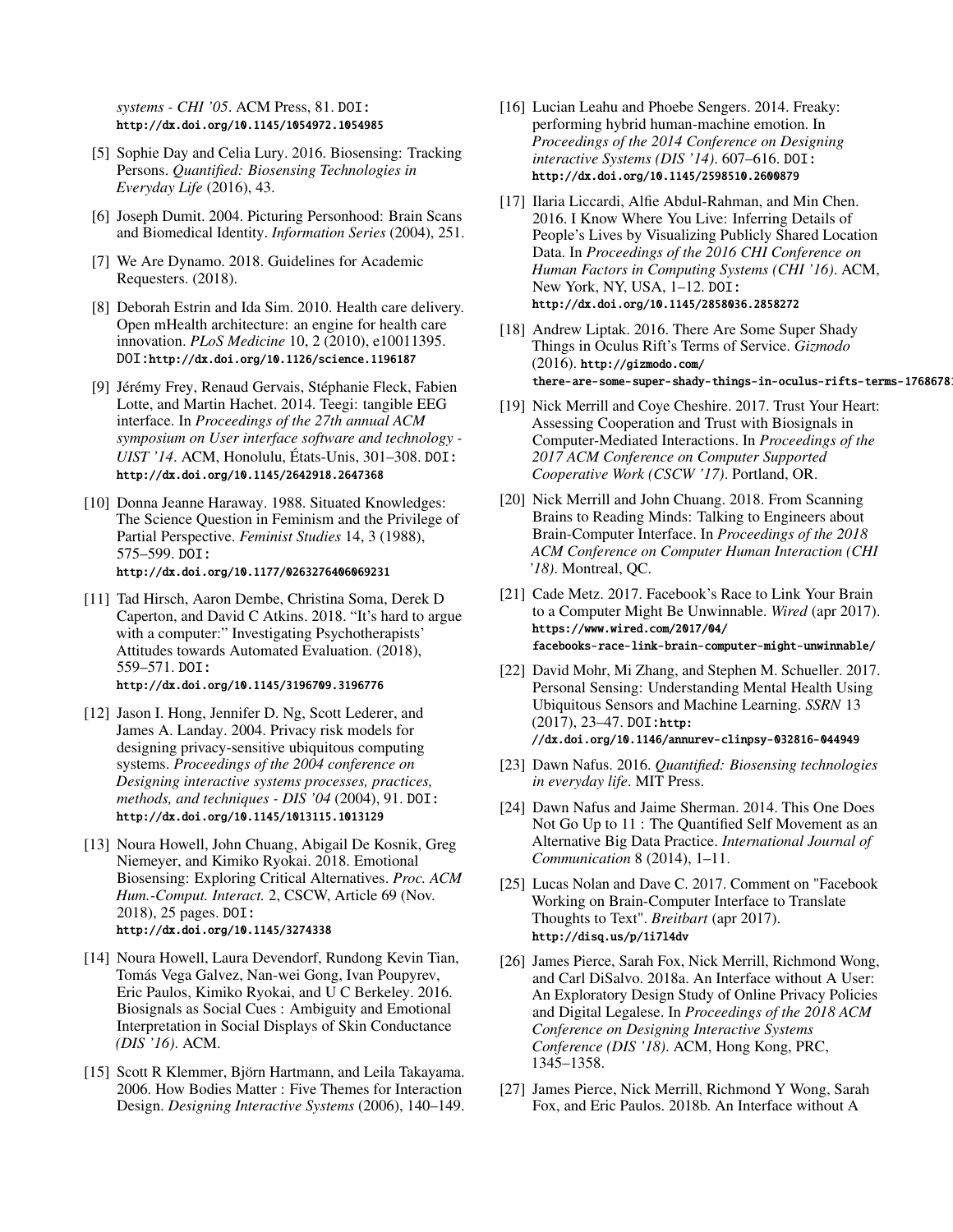*systems - CHI '05*. ACM Press, 81. DOI: http://dx.doi.org/10.1145/1054972.1054985

[5] Sophie Day and Celia Lury. 2016. Biosensing: Tracking Persons. *Quantified: Biosensing Technologies in Everyday Life* (2016), 43.

[6] Joseph Dumit. 2004. Picturing Personhood: Brain Scans and Biomedical Identity. *Information Series* (2004), 251.

[7] We Are Dynamo. 2018. Guidelines for Academic Requesters. (2018).

[8] Deborah Estrin and Ida Sim. 2010. Health care delivery. Open mHealth architecture: an engine for health care innovation. *PLoS Medicine* 10, 2 (2010), e10011395. DOI:http://dx.doi.org/10.1126/science.1196187

[9] Jérémy Frey, Renaud Gervais, Stéphanie Fleck, Fabien Lotte, and Martin Hachet. 2014. Teegi: tangible EEG interface. In *Proceedings of the 27th annual ACM symposium on User interface software and technology - UIST '14*. ACM, Honolulu, États-Unis, 301–308. DOI: http://dx.doi.org/10.1145/2642918.2647368

[10] Donna Jeanne Haraway. 1988. Situated Knowledges: The Science Question in Feminism and the Privilege of Partial Perspective. *Feminist Studies* 14, 3 (1988), 575–599. DOI: http://dx.doi.org/10.1177/0263276406069231

[11] Tad Hirsch, Aaron Dembe, Christina Soma, Derek D Caperton, and David C Atkins. 2018. "It's hard to argue with a computer:" Investigating Psychotherapists' Attitudes towards Automated Evaluation. (2018), 559–571. DOI: http://dx.doi.org/10.1145/3196709.3196776

[12] Jason I. Hong, Jennifer D. Ng, Scott Lederer, and James A. Landay. 2004. Privacy risk models for designing privacy-sensitive ubiquitous computing systems. *Proceedings of the 2004 conference on Designing interactive systems processes, practices, methods, and techniques - DIS '04* (2004), 91. DOI: http://dx.doi.org/10.1145/1013115.1013129

[13] Noura Howell, John Chuang, Abigail De Kosnik, Greg Niemeyer, and Kimiko Ryokai. 2018. Emotional Biosensing: Exploring Critical Alternatives. *Proc. ACM Hum.-Comput. Interact.* 2, CSCW, Article 69 (Nov. 2018), 25 pages. DOI: http://dx.doi.org/10.1145/3274338

[14] Noura Howell, Laura Devendorf, Rundong Kevin Tian, Tomás Vega Galvez, Nan-wei Gong, Ivan Poupyrev, Eric Paulos, Kimiko Ryokai, and U C Berkeley. 2016. Biosignals as Social Cues : Ambiguity and Emotional Interpretation in Social Displays of Skin Conductance *(DIS '16)*. ACM.

[15] Scott R Klemmer, Björn Hartmann, and Leila Takayama. 2006. How Bodies Matter : Five Themes for Interaction Design. *Designing Interactive Systems* (2006), 140–149.

[16] Lucian Leahu and Phoebe Sengers. 2014. Freaky: performing hybrid human-machine emotion. In *Proceedings of the 2014 Conference on Designing interactive Systems (DIS '14)*. 607–616. DOI: http://dx.doi.org/10.1145/2598510.2600879

[17] Ilaria Liccardi, Alfie Abdul-Rahman, and Min Chen. 2016. I Know Where You Live: Inferring Details of People's Lives by Visualizing Publicly Shared Location Data. In *Proceedings of the 2016 CHI Conference on Human Factors in Computing Systems (CHI '16)*. ACM, New York, NY, USA, 1–12. DOI: http://dx.doi.org/10.1145/2858036.2858272

[18] Andrew Liptak. 2016. There Are Some Super Shady Things in Oculus Rift's Terms of Service. *Gizmodo* (2016). http://gizmodo.com/there-are-some-super-shady-things-in-oculus-rifts-terms-17686781

[19] Nick Merrill and Coye Cheshire. 2017. Trust Your Heart: Assessing Cooperation and Trust with Biosignals in Computer-Mediated Interactions. In *Proceedings of the 2017 ACM Conference on Computer Supported Cooperative Work (CSCW '17)*. Portland, OR.

[20] Nick Merrill and John Chuang. 2018. From Scanning Brains to Reading Minds: Talking to Engineers about Brain-Computer Interface. In *Proceedings of the 2018 ACM Conference on Computer Human Interaction (CHI '18)*. Montreal, QC.

[21] Cade Metz. 2017. Facebook's Race to Link Your Brain to a Computer Might Be Unwinnable. *Wired* (apr 2017). https://www.wired.com/2017/04/facebooks-race-link-brain-computer-might-unwinnable/

[22] David Mohr, Mi Zhang, and Stephen M. Schueller. 2017. Personal Sensing: Understanding Mental Health Using Ubiquitous Sensors and Machine Learning. *SSRN* 13 (2017), 23–47. DOI: http://dx.doi.org/10.1146/annurev-clinpsy-032816-044949

[23] Dawn Nafus. 2016. *Quantified: Biosensing technologies in everyday life*. MIT Press.

[24] Dawn Nafus and Jaime Sherman. 2014. This One Does Not Go Up to 11 : The Quantified Self Movement as an Alternative Big Data Practice. *International Journal of Communication* 8 (2014), 1–11.

[25] Lucas Nolan and Dave C. 2017. Comment on "Facebook Working on Brain-Computer Interface to Translate Thoughts to Text". *Breitbart* (apr 2017). http://disq.us/p/1i7l4dv

[26] James Pierce, Sarah Fox, Nick Merrill, Richmond Wong, and Carl DiSalvo. 2018a. An Interface without A User: An Exploratory Design Study of Online Privacy Policies and Digital Legalese. In *Proceedings of the 2018 ACM Conference on Designing Interactive Systems Conference (DIS '18)*. ACM, Hong Kong, PRC, 1345–1358.

[27] James Pierce, Nick Merrill, Richmond Y Wong, Sarah Fox, and Eric Paulos. 2018b. An Interface without A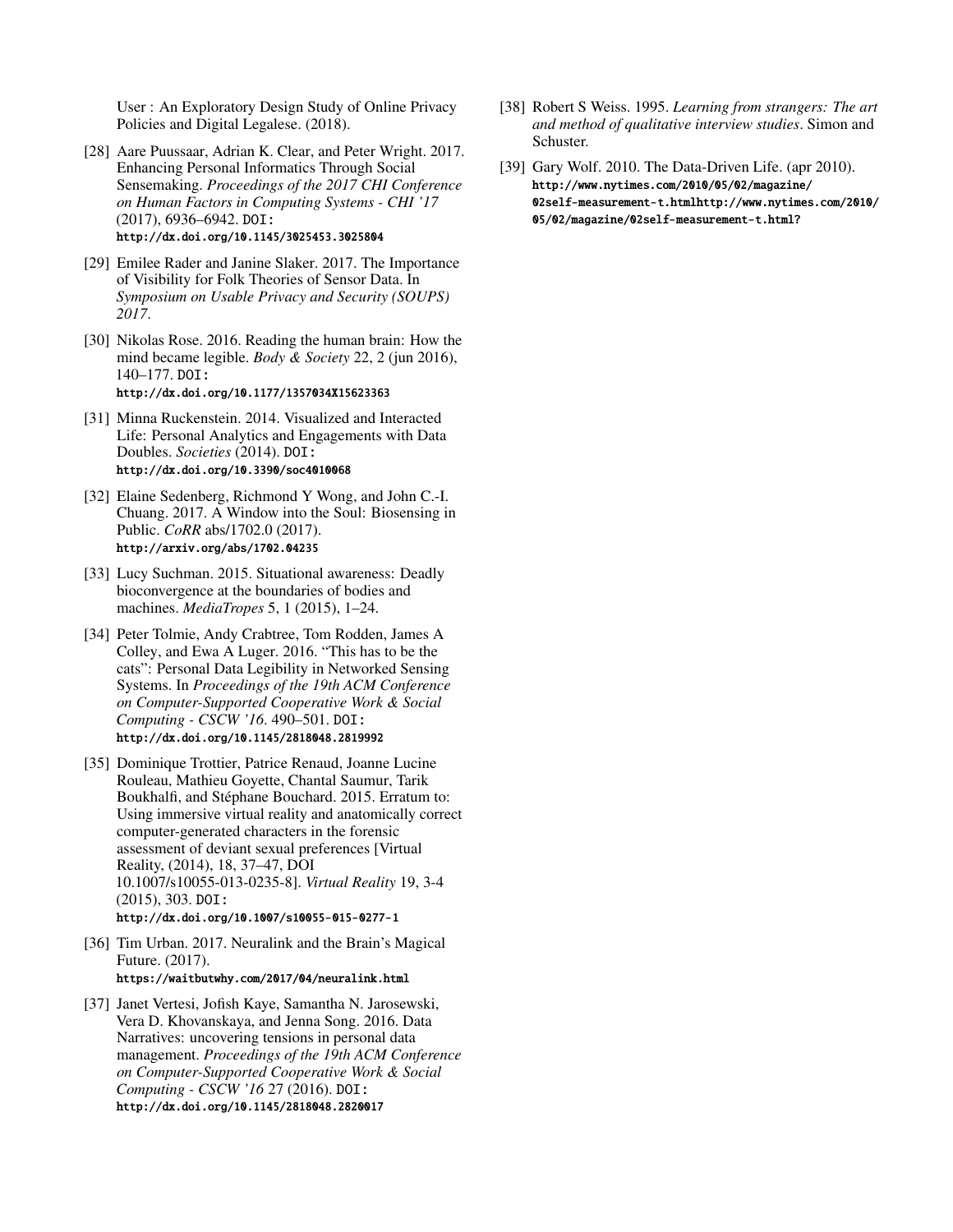User : An Exploratory Design Study of Online Privacy Policies and Digital Legalese. (2018).

[28] Aare Puussaar, Adrian K. Clear, and Peter Wright. 2017. Enhancing Personal Informatics Through Social Sensemaking. *Proceedings of the 2017 CHI Conference on Human Factors in Computing Systems - CHI '17* (2017), 6936–6942. DOI: http://dx.doi.org/10.1145/3025453.3025804

[29] Emilee Rader and Janine Slaker. 2017. The Importance of Visibility for Folk Theories of Sensor Data. In *Symposium on Usable Privacy and Security (SOUPS) 2017*.

[30] Nikolas Rose. 2016. Reading the human brain: How the mind became legible. *Body & Society* 22, 2 (jun 2016), 140–177. DOI: http://dx.doi.org/10.1177/1357034X15623363

[31] Minna Ruckenstein. 2014. Visualized and Interacted Life: Personal Analytics and Engagements with Data Doubles. *Societies* (2014). DOI: http://dx.doi.org/10.3390/soc4010068

[32] Elaine Sedenberg, Richmond Y Wong, and John C.-I. Chuang. 2017. A Window into the Soul: Biosensing in Public. *CoRR* abs/1702.0 (2017). http://arxiv.org/abs/1702.04235

[33] Lucy Suchman. 2015. Situational awareness: Deadly bioconvergence at the boundaries of bodies and machines. *MediaTropes* 5, 1 (2015), 1–24.

[34] Peter Tolmie, Andy Crabtree, Tom Rodden, James A Colley, and Ewa A Luger. 2016. "This has to be the cats": Personal Data Legibility in Networked Sensing Systems. In *Proceedings of the 19th ACM Conference on Computer-Supported Cooperative Work & Social Computing - CSCW '16*. 490–501. DOI: http://dx.doi.org/10.1145/2818048.2819992

[35] Dominique Trottier, Patrice Renaud, Joanne Lucine Rouleau, Mathieu Goyette, Chantal Saumur, Tarik Boukhalfi, and Stéphane Bouchard. 2015. Erratum to: Using immersive virtual reality and anatomically correct computer-generated characters in the forensic assessment of deviant sexual preferences [Virtual Reality, (2014), 18, 37–47, DOI 10.1007/s10055-013-0235-8]. *Virtual Reality* 19, 3-4 (2015), 303. DOI: http://dx.doi.org/10.1007/s10055-015-0277-1

[36] Tim Urban. 2017. Neuralink and the Brain's Magical Future. (2017). https://waitbutwhy.com/2017/04/neuralink.html

[37] Janet Vertesi, Jofish Kaye, Samantha N. Jarosewski, Vera D. Khovanskaya, and Jenna Song. 2016. Data Narratives: uncovering tensions in personal data management. *Proceedings of the 19th ACM Conference on Computer-Supported Cooperative Work & Social Computing - CSCW '16* 27 (2016). DOI: http://dx.doi.org/10.1145/2818048.2820017

[38] Robert S Weiss. 1995. *Learning from strangers: The art and method of qualitative interview studies*. Simon and Schuster.

[39] Gary Wolf. 2010. The Data-Driven Life. (apr 2010). http://www.nytimes.com/2010/05/02/magazine/02self-measurement-t.htmlhttp://www.nytimes.com/2010/05/02/magazine/02self-measurement-t.html?